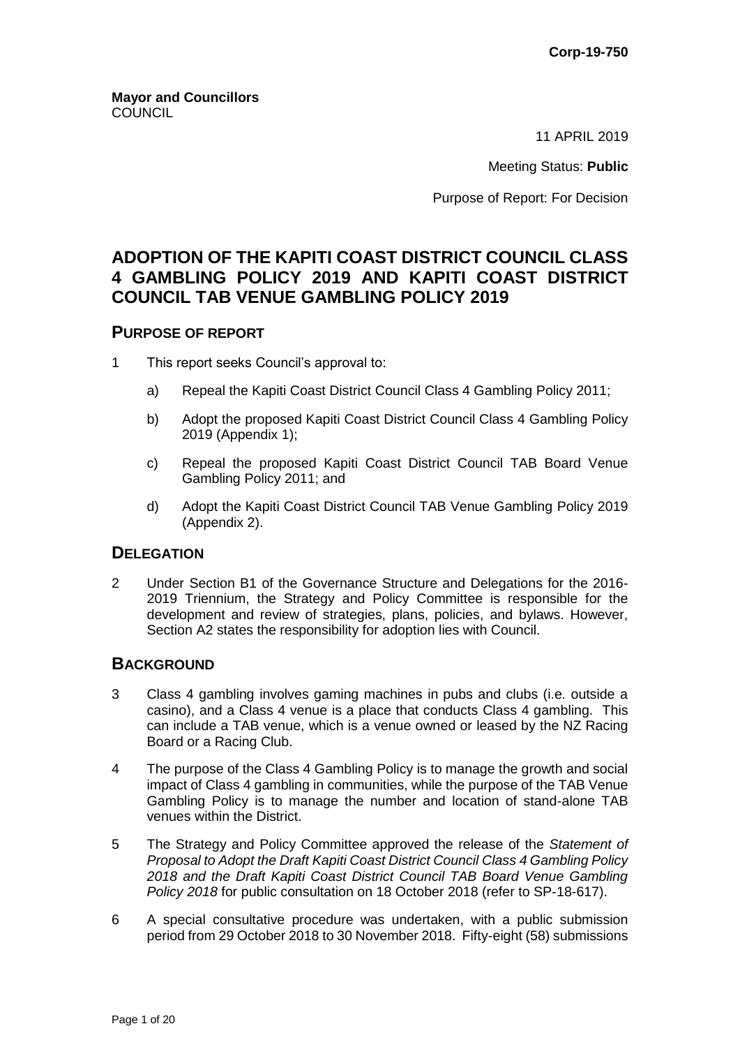**Corp-19-750**

**Mayor and Councillors**
COUNCIL

11 APRIL 2019

Meeting Status: **Public**

Purpose of Report: For Decision

# ADOPTION OF THE KAPITI COAST DISTRICT COUNCIL CLASS 4 GAMBLING POLICY 2019 AND KAPITI COAST DISTRICT COUNCIL TAB VENUE GAMBLING POLICY 2019

## PURPOSE OF REPORT

1 This report seeks Council's approval to:

   a) Repeal the Kapiti Coast District Council Class 4 Gambling Policy 2011;

   b) Adopt the proposed Kapiti Coast District Council Class 4 Gambling Policy 2019 (Appendix 1);

   c) Repeal the proposed Kapiti Coast District Council TAB Board Venue Gambling Policy 2011; and

   d) Adopt the Kapiti Coast District Council TAB Venue Gambling Policy 2019 (Appendix 2).

## DELEGATION

2 Under Section B1 of the Governance Structure and Delegations for the 2016-2019 Triennium, the Strategy and Policy Committee is responsible for the development and review of strategies, plans, policies, and bylaws. However, Section A2 states the responsibility for adoption lies with Council.

## BACKGROUND

3 Class 4 gambling involves gaming machines in pubs and clubs (i.e. outside a casino), and a Class 4 venue is a place that conducts Class 4 gambling. This can include a TAB venue, which is a venue owned or leased by the NZ Racing Board or a Racing Club.

4 The purpose of the Class 4 Gambling Policy is to manage the growth and social impact of Class 4 gambling in communities, while the purpose of the TAB Venue Gambling Policy is to manage the number and location of stand-alone TAB venues within the District.

5 The Strategy and Policy Committee approved the release of the *Statement of Proposal to Adopt the Draft Kapiti Coast District Council Class 4 Gambling Policy 2018 and the Draft Kapiti Coast District Council TAB Board Venue Gambling Policy 2018* for public consultation on 18 October 2018 (refer to SP-18-617).

6 A special consultative procedure was undertaken, with a public submission period from 29 October 2018 to 30 November 2018. Fifty-eight (58) submissions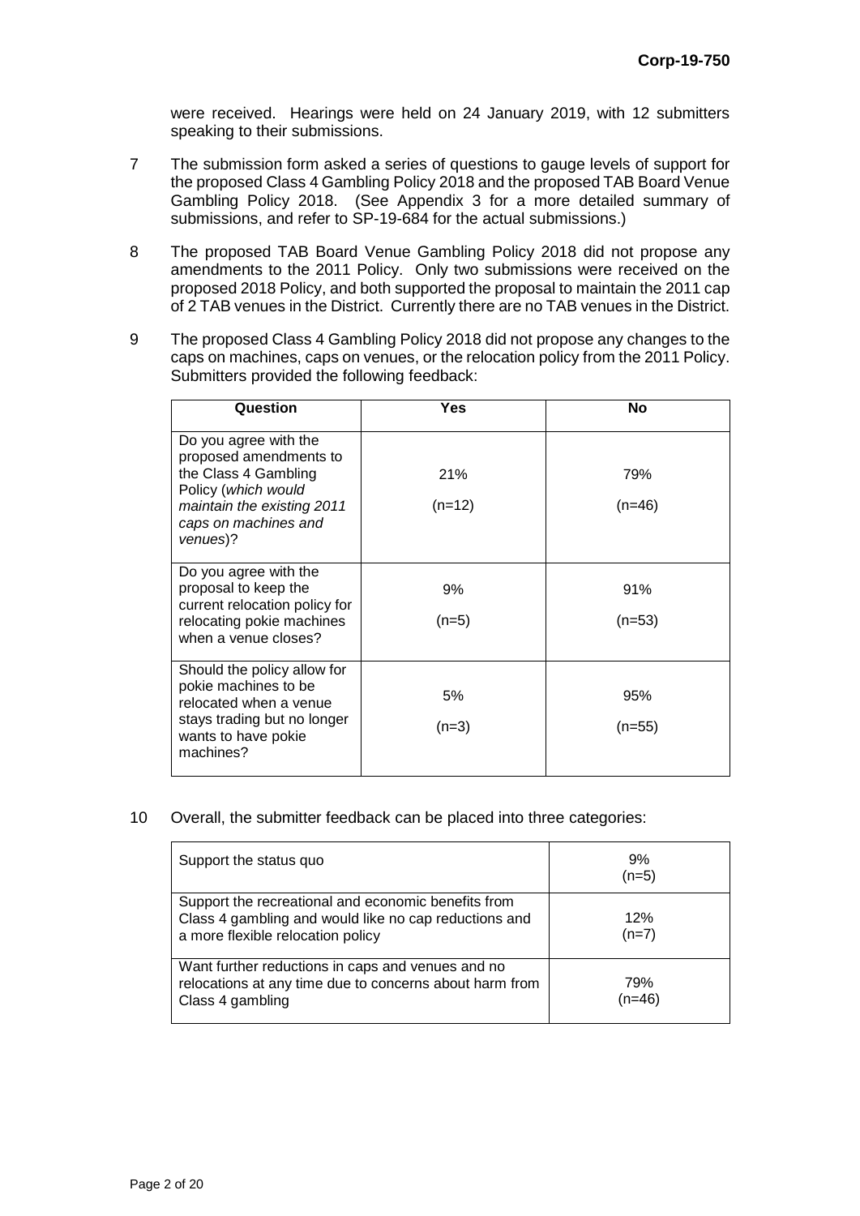were received. Hearings were held on 24 January 2019, with 12 submitters speaking to their submissions.

7 The submission form asked a series of questions to gauge levels of support for the proposed Class 4 Gambling Policy 2018 and the proposed TAB Board Venue Gambling Policy 2018. (See Appendix 3 for a more detailed summary of submissions, and refer to SP-19-684 for the actual submissions.)

8 The proposed TAB Board Venue Gambling Policy 2018 did not propose any amendments to the 2011 Policy. Only two submissions were received on the proposed 2018 Policy, and both supported the proposal to maintain the 2011 cap of 2 TAB venues in the District. Currently there are no TAB venues in the District.

9 The proposed Class 4 Gambling Policy 2018 did not propose any changes to the caps on machines, caps on venues, or the relocation policy from the 2011 Policy. Submitters provided the following feedback:

| Question | Yes | No |
|---|---|---|
| Do you agree with the proposed amendments to the Class 4 Gambling Policy (*which would maintain the existing 2011 caps on machines and venues*)? | 21% (n=12) | 79% (n=46) |
| Do you agree with the proposal to keep the current relocation policy for relocating pokie machines when a venue closes? | 9% (n=5) | 91% (n=53) |
| Should the policy allow for pokie machines to be relocated when a venue stays trading but no longer wants to have pokie machines? | 5% (n=3) | 95% (n=55) |

10 Overall, the submitter feedback can be placed into three categories:

| | |
|---|---|
| Support the status quo | 9% (n=5) |
| Support the recreational and economic benefits from Class 4 gambling and would like no cap reductions and a more flexible relocation policy | 12% (n=7) |
| Want further reductions in caps and venues and no relocations at any time due to concerns about harm from Class 4 gambling | 79% (n=46) |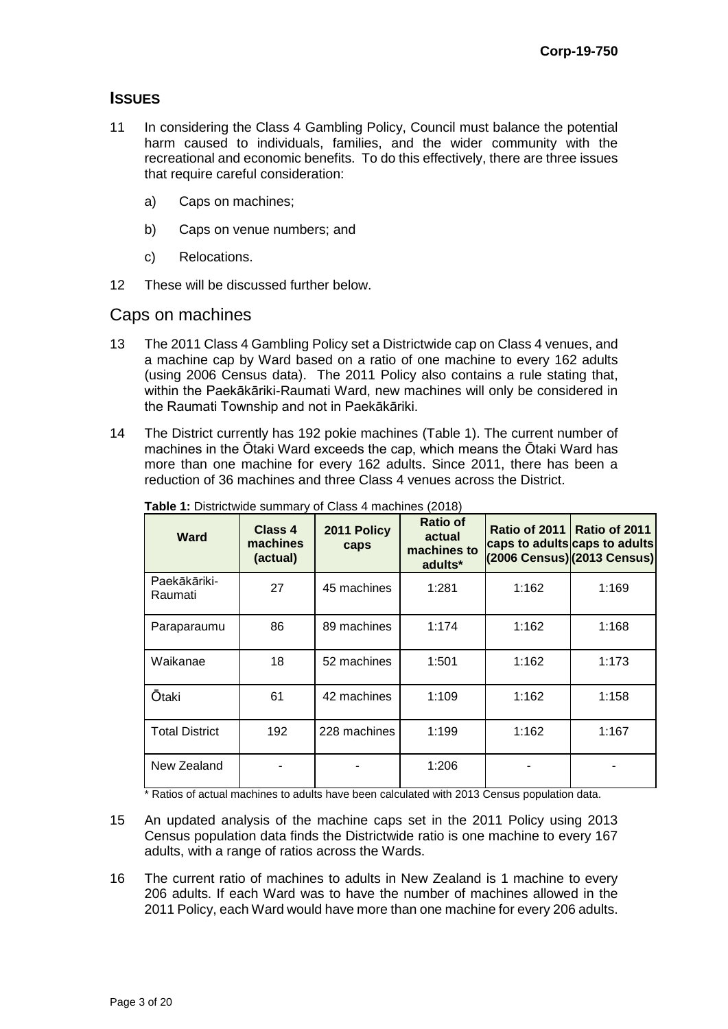## ISSUES

11 In considering the Class 4 Gambling Policy, Council must balance the potential harm caused to individuals, families, and the wider community with the recreational and economic benefits. To do this effectively, there are three issues that require careful consideration:

   a) Caps on machines;

   b) Caps on venue numbers; and

   c) Relocations.

12 These will be discussed further below.

## Caps on machines

13 The 2011 Class 4 Gambling Policy set a Districtwide cap on Class 4 venues, and a machine cap by Ward based on a ratio of one machine to every 162 adults (using 2006 Census data). The 2011 Policy also contains a rule stating that, within the Paekākāriki-Raumati Ward, new machines will only be considered in the Raumati Township and not in Paekākāriki.

14 The District currently has 192 pokie machines (Table 1). The current number of machines in the Ōtaki Ward exceeds the cap, which means the Ōtaki Ward has more than one machine for every 162 adults. Since 2011, there has been a reduction of 36 machines and three Class 4 venues across the District.

**Table 1:** Districtwide summary of Class 4 machines (2018)

| Ward | Class 4 machines (actual) | 2011 Policy caps | Ratio of actual machines to adults* | Ratio of 2011 caps to adults (2006 Census) | Ratio of 2011 caps to adults (2013 Census) |
|---|---|---|---|---|---|
| Paekākāriki-Raumati | 27 | 45 machines | 1:281 | 1:162 | 1:169 |
| Paraparaumu | 86 | 89 machines | 1:174 | 1:162 | 1:168 |
| Waikanae | 18 | 52 machines | 1:501 | 1:162 | 1:173 |
| Ōtaki | 61 | 42 machines | 1:109 | 1:162 | 1:158 |
| Total District | 192 | 228 machines | 1:199 | 1:162 | 1:167 |
| New Zealand | - | - | 1:206 | - | - |

\* Ratios of actual machines to adults have been calculated with 2013 Census population data.

15 An updated analysis of the machine caps set in the 2011 Policy using 2013 Census population data finds the Districtwide ratio is one machine to every 167 adults, with a range of ratios across the Wards.

16 The current ratio of machines to adults in New Zealand is 1 machine to every 206 adults. If each Ward was to have the number of machines allowed in the 2011 Policy, each Ward would have more than one machine for every 206 adults.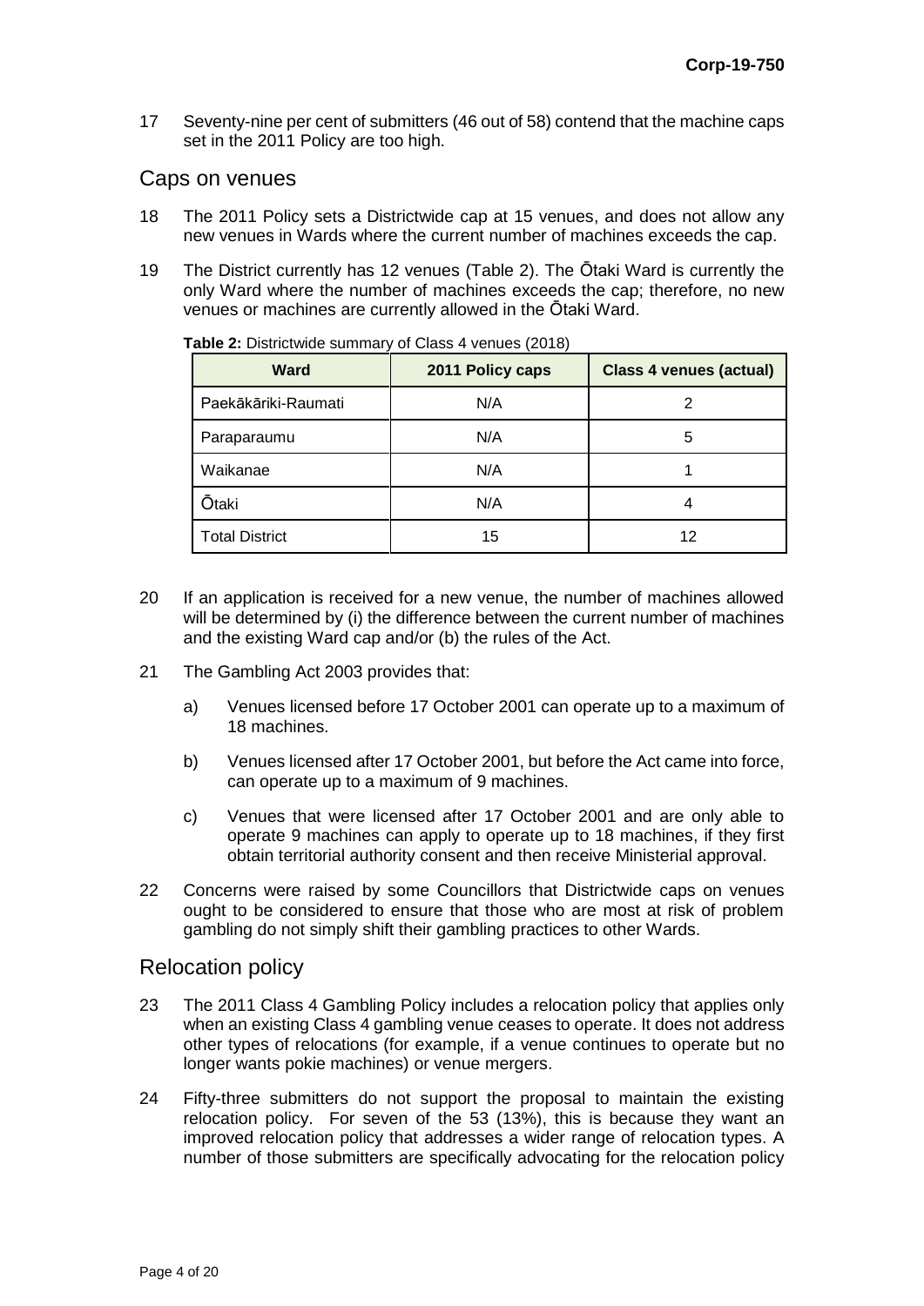17 Seventy-nine per cent of submitters (46 out of 58) contend that the machine caps set in the 2011 Policy are too high.

## Caps on venues

18 The 2011 Policy sets a Districtwide cap at 15 venues, and does not allow any new venues in Wards where the current number of machines exceeds the cap.

19 The District currently has 12 venues (Table 2). The Ōtaki Ward is currently the only Ward where the number of machines exceeds the cap; therefore, no new venues or machines are currently allowed in the Ōtaki Ward.

**Table 2:** Districtwide summary of Class 4 venues (2018)

| Ward | 2011 Policy caps | Class 4 venues (actual) |
|---|---|---|
| Paekākāriki-Raumati | N/A | 2 |
| Paraparaumu | N/A | 5 |
| Waikanae | N/A | 1 |
| Ōtaki | N/A | 4 |
| Total District | 15 | 12 |

20 If an application is received for a new venue, the number of machines allowed will be determined by (i) the difference between the current number of machines and the existing Ward cap and/or (b) the rules of the Act.

21 The Gambling Act 2003 provides that:

a) Venues licensed before 17 October 2001 can operate up to a maximum of 18 machines.

b) Venues licensed after 17 October 2001, but before the Act came into force, can operate up to a maximum of 9 machines.

c) Venues that were licensed after 17 October 2001 and are only able to operate 9 machines can apply to operate up to 18 machines, if they first obtain territorial authority consent and then receive Ministerial approval.

22 Concerns were raised by some Councillors that Districtwide caps on venues ought to be considered to ensure that those who are most at risk of problem gambling do not simply shift their gambling practices to other Wards.

## Relocation policy

23 The 2011 Class 4 Gambling Policy includes a relocation policy that applies only when an existing Class 4 gambling venue ceases to operate. It does not address other types of relocations (for example, if a venue continues to operate but no longer wants pokie machines) or venue mergers.

24 Fifty-three submitters do not support the proposal to maintain the existing relocation policy. For seven of the 53 (13%), this is because they want an improved relocation policy that addresses a wider range of relocation types. A number of those submitters are specifically advocating for the relocation policy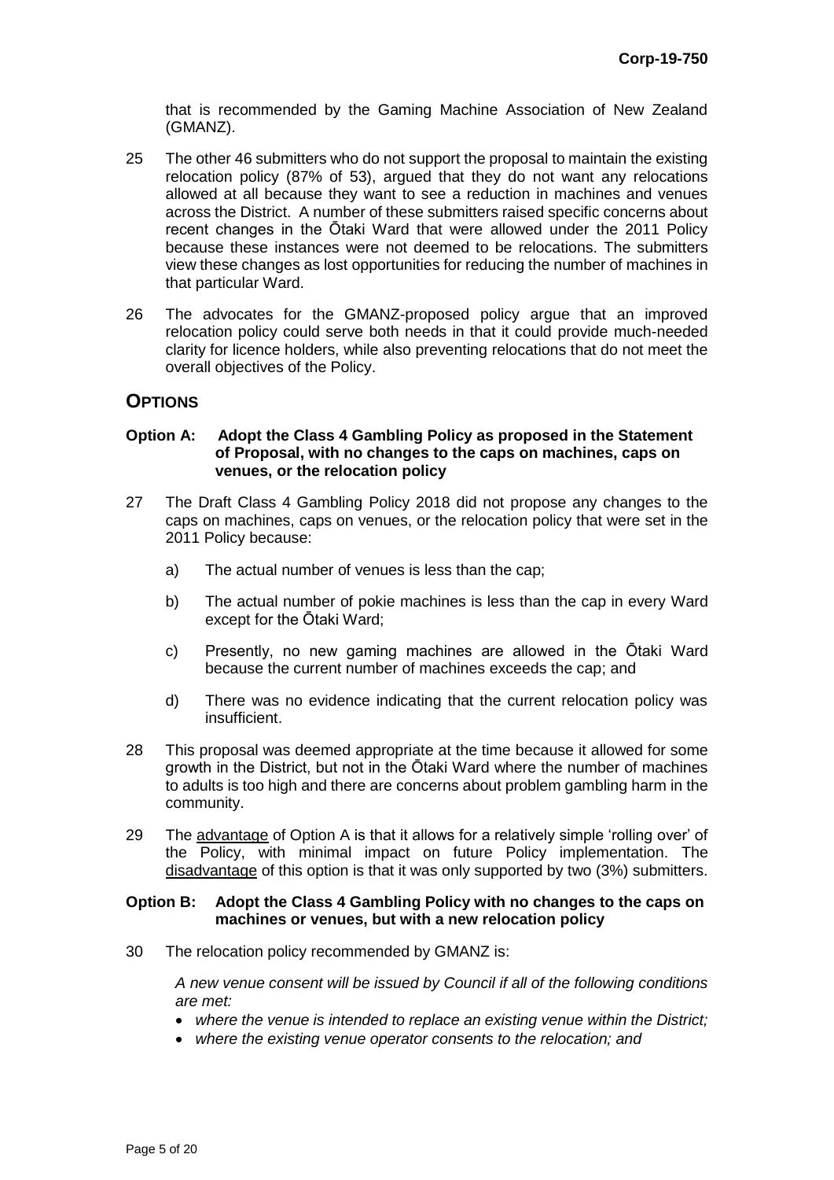that is recommended by the Gaming Machine Association of New Zealand (GMANZ).

25 The other 46 submitters who do not support the proposal to maintain the existing relocation policy (87% of 53), argued that they do not want any relocations allowed at all because they want to see a reduction in machines and venues across the District. A number of these submitters raised specific concerns about recent changes in the Ōtaki Ward that were allowed under the 2011 Policy because these instances were not deemed to be relocations. The submitters view these changes as lost opportunities for reducing the number of machines in that particular Ward.

26 The advocates for the GMANZ-proposed policy argue that an improved relocation policy could serve both needs in that it could provide much-needed clarity for licence holders, while also preventing relocations that do not meet the overall objectives of the Policy.

## OPTIONS

#### Option A: Adopt the Class 4 Gambling Policy as proposed in the Statement of Proposal, with no changes to the caps on machines, caps on venues, or the relocation policy

27 The Draft Class 4 Gambling Policy 2018 did not propose any changes to the caps on machines, caps on venues, or the relocation policy that were set in the 2011 Policy because:

a) The actual number of venues is less than the cap;

b) The actual number of pokie machines is less than the cap in every Ward except for the Ōtaki Ward;

c) Presently, no new gaming machines are allowed in the Ōtaki Ward because the current number of machines exceeds the cap; and

d) There was no evidence indicating that the current relocation policy was insufficient.

28 This proposal was deemed appropriate at the time because it allowed for some growth in the District, but not in the Ōtaki Ward where the number of machines to adults is too high and there are concerns about problem gambling harm in the community.

29 The advantage of Option A is that it allows for a relatively simple 'rolling over' of the Policy, with minimal impact on future Policy implementation. The disadvantage of this option is that it was only supported by two (3%) submitters.

#### Option B: Adopt the Class 4 Gambling Policy with no changes to the caps on machines or venues, but with a new relocation policy

30 The relocation policy recommended by GMANZ is:

*A new venue consent will be issued by Council if all of the following conditions are met:*

- *where the venue is intended to replace an existing venue within the District;*
- *where the existing venue operator consents to the relocation; and*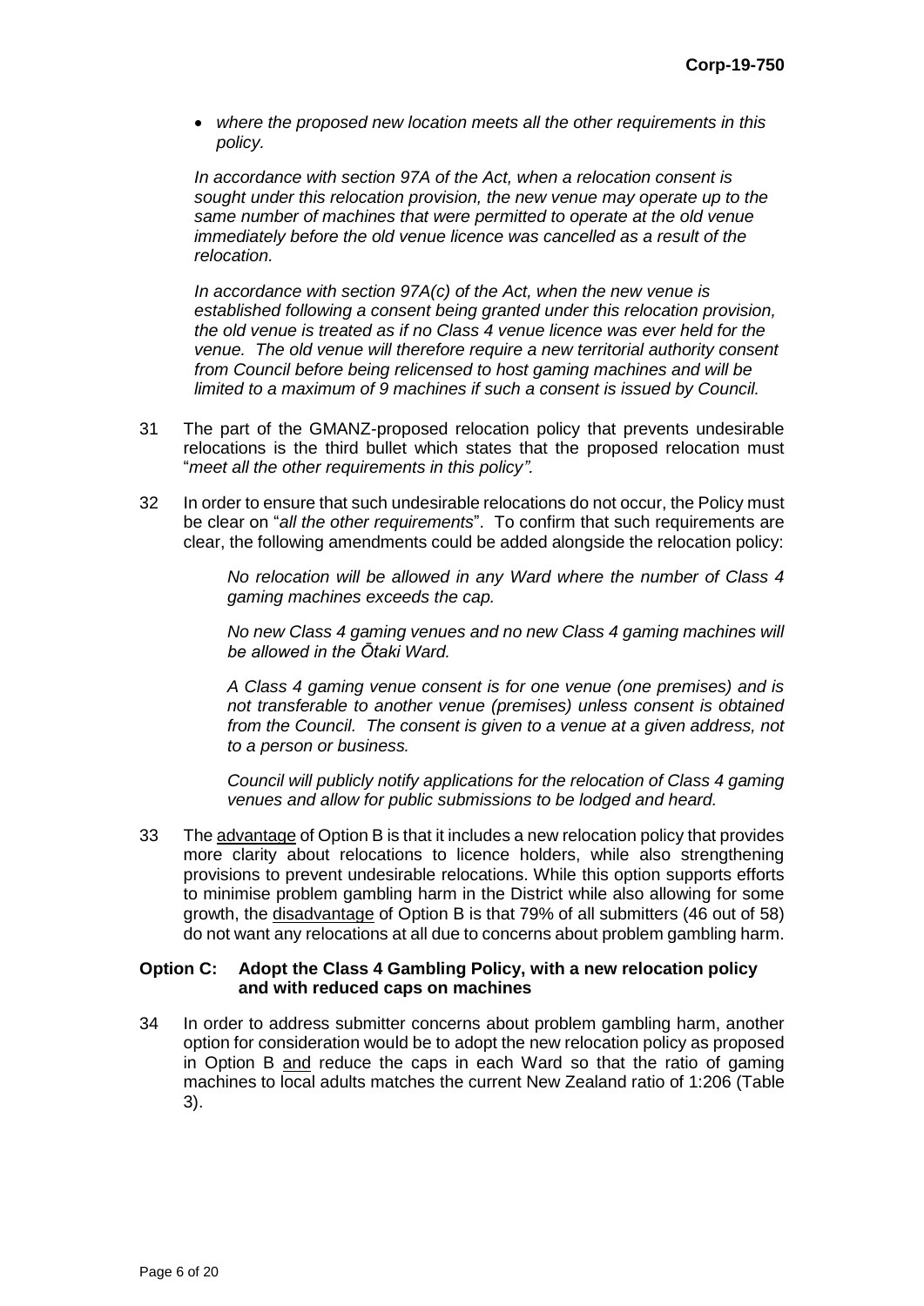- *where the proposed new location meets all the other requirements in this policy.*

*In accordance with section 97A of the Act, when a relocation consent is sought under this relocation provision, the new venue may operate up to the same number of machines that were permitted to operate at the old venue immediately before the old venue licence was cancelled as a result of the relocation.*

*In accordance with section 97A(c) of the Act, when the new venue is established following a consent being granted under this relocation provision, the old venue is treated as if no Class 4 venue licence was ever held for the venue. The old venue will therefore require a new territorial authority consent from Council before being relicensed to host gaming machines and will be limited to a maximum of 9 machines if such a consent is issued by Council.*

31 The part of the GMANZ-proposed relocation policy that prevents undesirable relocations is the third bullet which states that the proposed relocation must "*meet all the other requirements in this policy".*

32 In order to ensure that such undesirable relocations do not occur, the Policy must be clear on "*all the other requirements*". To confirm that such requirements are clear, the following amendments could be added alongside the relocation policy:

> *No relocation will be allowed in any Ward where the number of Class 4 gaming machines exceeds the cap.*
>
> *No new Class 4 gaming venues and no new Class 4 gaming machines will be allowed in the Ōtaki Ward.*
>
> *A Class 4 gaming venue consent is for one venue (one premises) and is not transferable to another venue (premises) unless consent is obtained from the Council. The consent is given to a venue at a given address, not to a person or business.*
>
> *Council will publicly notify applications for the relocation of Class 4 gaming venues and allow for public submissions to be lodged and heard.*

33 The advantage of Option B is that it includes a new relocation policy that provides more clarity about relocations to licence holders, while also strengthening provisions to prevent undesirable relocations. While this option supports efforts to minimise problem gambling harm in the District while also allowing for some growth, the disadvantage of Option B is that 79% of all submitters (46 out of 58) do not want any relocations at all due to concerns about problem gambling harm.

**Option C: Adopt the Class 4 Gambling Policy, with a new relocation policy and with reduced caps on machines**

34 In order to address submitter concerns about problem gambling harm, another option for consideration would be to adopt the new relocation policy as proposed in Option B and reduce the caps in each Ward so that the ratio of gaming machines to local adults matches the current New Zealand ratio of 1:206 (Table 3).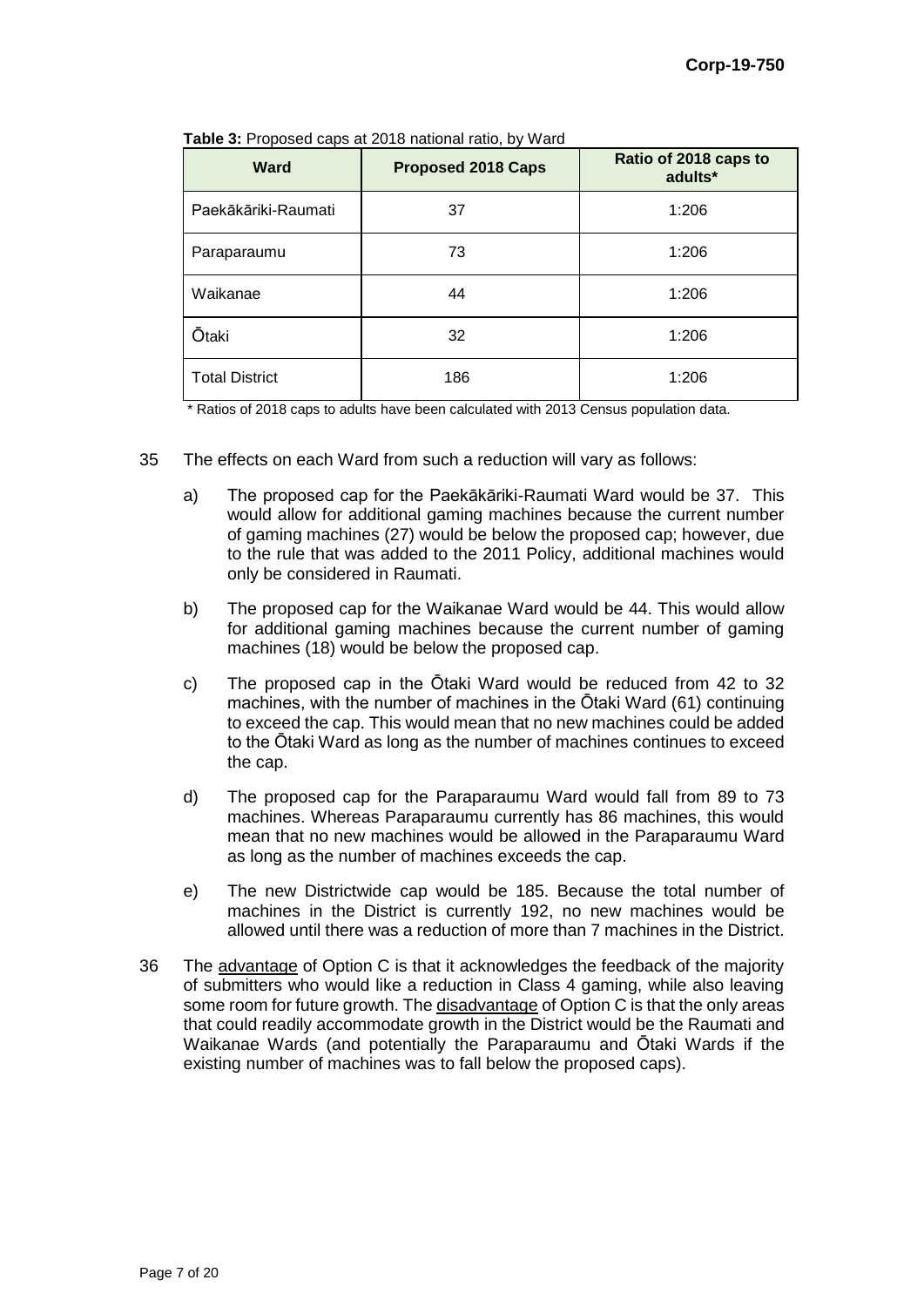**Table 3:** Proposed caps at 2018 national ratio, by Ward

| Ward | Proposed 2018 Caps | Ratio of 2018 caps to adults* |
|---|---|---|
| Paekākāriki-Raumati | 37 | 1:206 |
| Paraparaumu | 73 | 1:206 |
| Waikanae | 44 | 1:206 |
| Ōtaki | 32 | 1:206 |
| Total District | 186 | 1:206 |

\* Ratios of 2018 caps to adults have been calculated with 2013 Census population data.

35 The effects on each Ward from such a reduction will vary as follows:

a) The proposed cap for the Paekākāriki-Raumati Ward would be 37. This would allow for additional gaming machines because the current number of gaming machines (27) would be below the proposed cap; however, due to the rule that was added to the 2011 Policy, additional machines would only be considered in Raumati.

b) The proposed cap for the Waikanae Ward would be 44. This would allow for additional gaming machines because the current number of gaming machines (18) would be below the proposed cap.

c) The proposed cap in the Ōtaki Ward would be reduced from 42 to 32 machines, with the number of machines in the Ōtaki Ward (61) continuing to exceed the cap. This would mean that no new machines could be added to the Ōtaki Ward as long as the number of machines continues to exceed the cap.

d) The proposed cap for the Paraparaumu Ward would fall from 89 to 73 machines. Whereas Paraparaumu currently has 86 machines, this would mean that no new machines would be allowed in the Paraparaumu Ward as long as the number of machines exceeds the cap.

e) The new Districtwide cap would be 185. Because the total number of machines in the District is currently 192, no new machines would be allowed until there was a reduction of more than 7 machines in the District.

36 The advantage of Option C is that it acknowledges the feedback of the majority of submitters who would like a reduction in Class 4 gaming, while also leaving some room for future growth. The disadvantage of Option C is that the only areas that could readily accommodate growth in the District would be the Raumati and Waikanae Wards (and potentially the Paraparaumu and Ōtaki Wards if the existing number of machines was to fall below the proposed caps).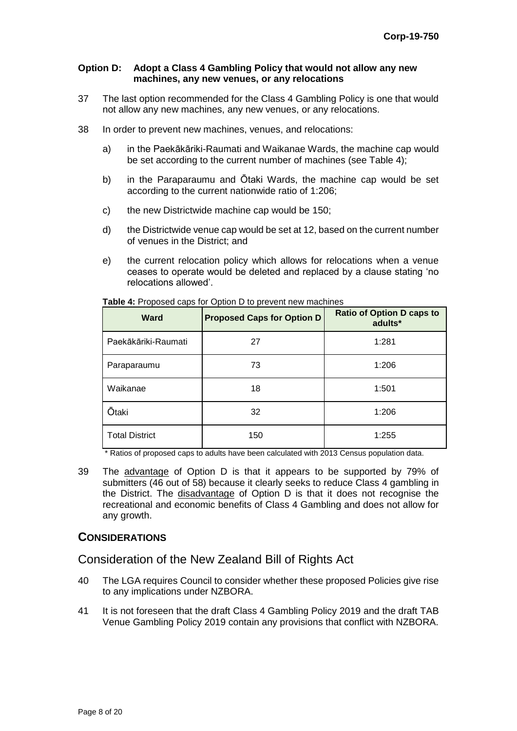**Option D: Adopt a Class 4 Gambling Policy that would not allow any new machines, any new venues, or any relocations**

37 The last option recommended for the Class 4 Gambling Policy is one that would not allow any new machines, any new venues, or any relocations.

38 In order to prevent new machines, venues, and relocations:

a) in the Paekākāriki-Raumati and Waikanae Wards, the machine cap would be set according to the current number of machines (see Table 4);

b) in the Paraparaumu and Ōtaki Wards, the machine cap would be set according to the current nationwide ratio of 1:206;

c) the new Districtwide machine cap would be 150;

d) the Districtwide venue cap would be set at 12, based on the current number of venues in the District; and

e) the current relocation policy which allows for relocations when a venue ceases to operate would be deleted and replaced by a clause stating 'no relocations allowed'.

**Table 4:** Proposed caps for Option D to prevent new machines

| Ward | Proposed Caps for Option D | Ratio of Option D caps to adults* |
|---|---|---|
| Paekākāriki-Raumati | 27 | 1:281 |
| Paraparaumu | 73 | 1:206 |
| Waikanae | 18 | 1:501 |
| Ōtaki | 32 | 1:206 |
| Total District | 150 | 1:255 |

\* Ratios of proposed caps to adults have been calculated with 2013 Census population data.

39 The advantage of Option D is that it appears to be supported by 79% of submitters (46 out of 58) because it clearly seeks to reduce Class 4 gambling in the District. The disadvantage of Option D is that it does not recognise the recreational and economic benefits of Class 4 Gambling and does not allow for any growth.

## CONSIDERATIONS

### Consideration of the New Zealand Bill of Rights Act

40 The LGA requires Council to consider whether these proposed Policies give rise to any implications under NZBORA.

41 It is not foreseen that the draft Class 4 Gambling Policy 2019 and the draft TAB Venue Gambling Policy 2019 contain any provisions that conflict with NZBORA.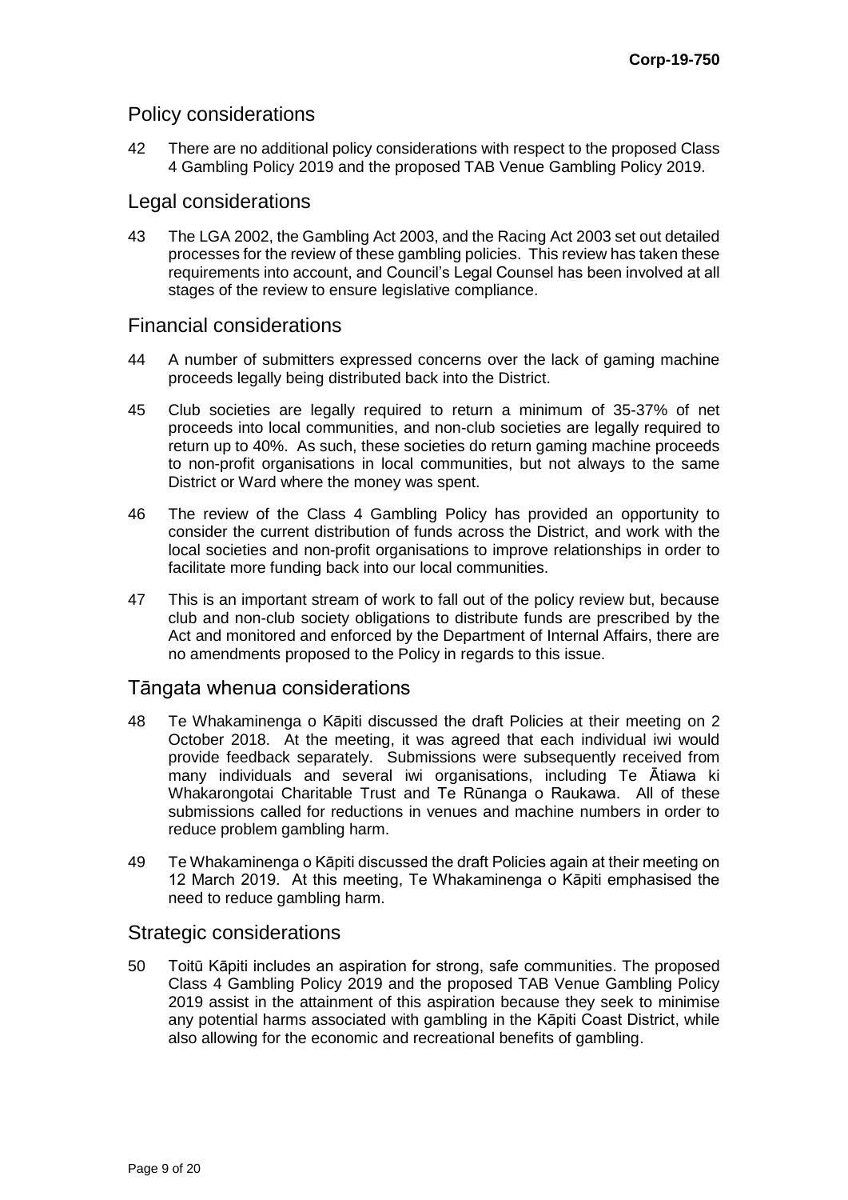## Policy considerations

42 There are no additional policy considerations with respect to the proposed Class 4 Gambling Policy 2019 and the proposed TAB Venue Gambling Policy 2019.

## Legal considerations

43 The LGA 2002, the Gambling Act 2003, and the Racing Act 2003 set out detailed processes for the review of these gambling policies. This review has taken these requirements into account, and Council's Legal Counsel has been involved at all stages of the review to ensure legislative compliance.

## Financial considerations

44 A number of submitters expressed concerns over the lack of gaming machine proceeds legally being distributed back into the District.

45 Club societies are legally required to return a minimum of 35-37% of net proceeds into local communities, and non-club societies are legally required to return up to 40%. As such, these societies do return gaming machine proceeds to non-profit organisations in local communities, but not always to the same District or Ward where the money was spent.

46 The review of the Class 4 Gambling Policy has provided an opportunity to consider the current distribution of funds across the District, and work with the local societies and non-profit organisations to improve relationships in order to facilitate more funding back into our local communities.

47 This is an important stream of work to fall out of the policy review but, because club and non-club society obligations to distribute funds are prescribed by the Act and monitored and enforced by the Department of Internal Affairs, there are no amendments proposed to the Policy in regards to this issue.

## Tāngata whenua considerations

48 Te Whakaminenga o Kāpiti discussed the draft Policies at their meeting on 2 October 2018. At the meeting, it was agreed that each individual iwi would provide feedback separately. Submissions were subsequently received from many individuals and several iwi organisations, including Te Ātiawa ki Whakarongotai Charitable Trust and Te Rūnanga o Raukawa. All of these submissions called for reductions in venues and machine numbers in order to reduce problem gambling harm.

49 Te Whakaminenga o Kāpiti discussed the draft Policies again at their meeting on 12 March 2019. At this meeting, Te Whakaminenga o Kāpiti emphasised the need to reduce gambling harm.

## Strategic considerations

50 Toitū Kāpiti includes an aspiration for strong, safe communities. The proposed Class 4 Gambling Policy 2019 and the proposed TAB Venue Gambling Policy 2019 assist in the attainment of this aspiration because they seek to minimise any potential harms associated with gambling in the Kāpiti Coast District, while also allowing for the economic and recreational benefits of gambling.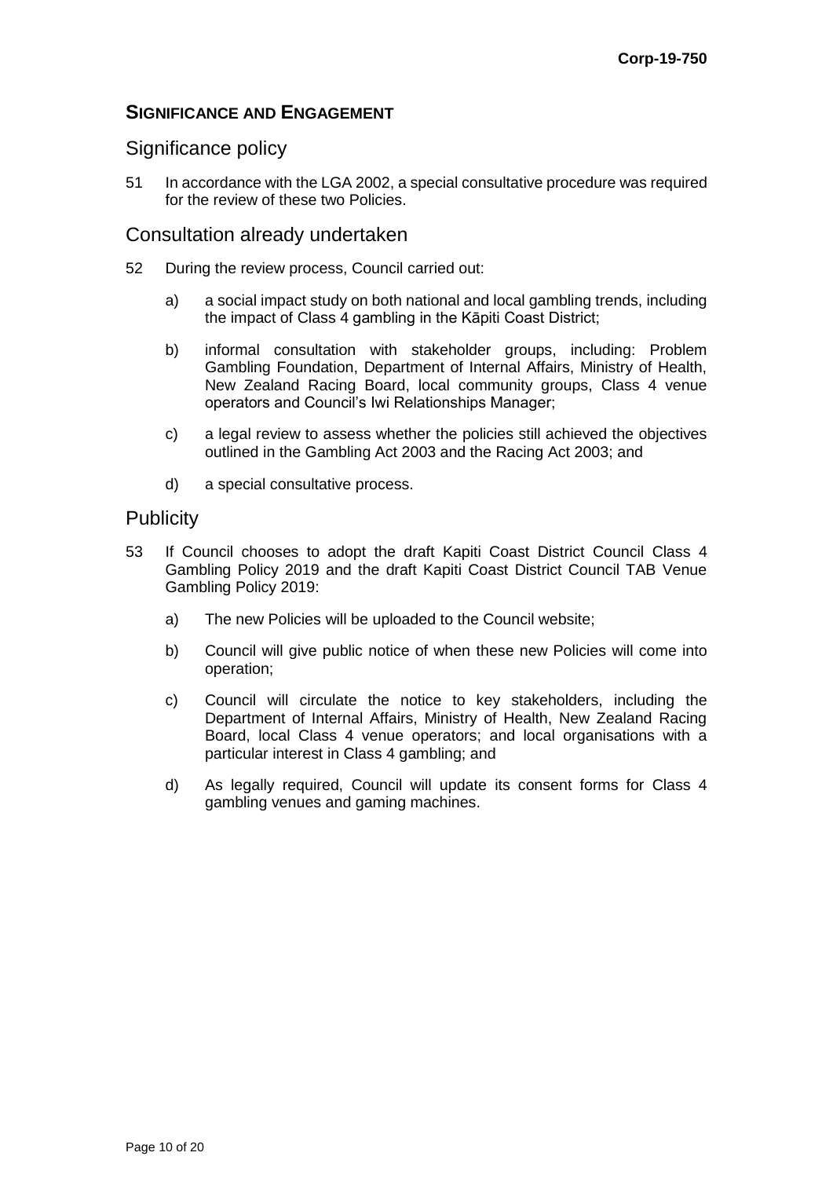## SIGNIFICANCE AND ENGAGEMENT

### Significance policy

51 In accordance with the LGA 2002, a special consultative procedure was required for the review of these two Policies.

### Consultation already undertaken

52 During the review process, Council carried out:

a) a social impact study on both national and local gambling trends, including the impact of Class 4 gambling in the Kāpiti Coast District;

b) informal consultation with stakeholder groups, including: Problem Gambling Foundation, Department of Internal Affairs, Ministry of Health, New Zealand Racing Board, local community groups, Class 4 venue operators and Council's Iwi Relationships Manager;

c) a legal review to assess whether the policies still achieved the objectives outlined in the Gambling Act 2003 and the Racing Act 2003; and

d) a special consultative process.

### Publicity

53 If Council chooses to adopt the draft Kapiti Coast District Council Class 4 Gambling Policy 2019 and the draft Kapiti Coast District Council TAB Venue Gambling Policy 2019:

a) The new Policies will be uploaded to the Council website;

b) Council will give public notice of when these new Policies will come into operation;

c) Council will circulate the notice to key stakeholders, including the Department of Internal Affairs, Ministry of Health, New Zealand Racing Board, local Class 4 venue operators; and local organisations with a particular interest in Class 4 gambling; and

d) As legally required, Council will update its consent forms for Class 4 gambling venues and gaming machines.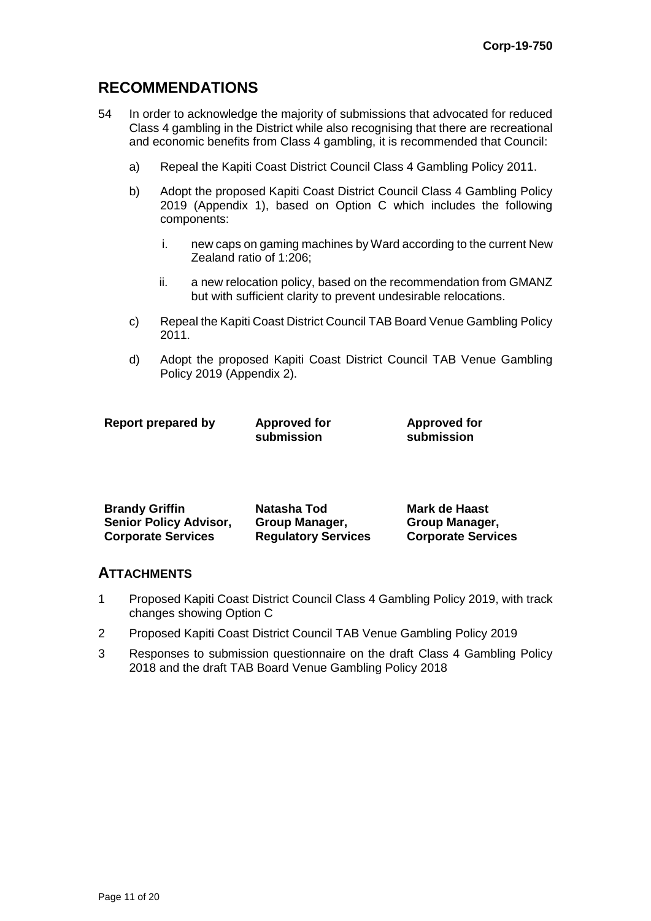## RECOMMENDATIONS

54 In order to acknowledge the majority of submissions that advocated for reduced Class 4 gambling in the District while also recognising that there are recreational and economic benefits from Class 4 gambling, it is recommended that Council:

   a) Repeal the Kapiti Coast District Council Class 4 Gambling Policy 2011.

   b) Adopt the proposed Kapiti Coast District Council Class 4 Gambling Policy 2019 (Appendix 1), based on Option C which includes the following components:

      i. new caps on gaming machines by Ward according to the current New Zealand ratio of 1:206;

      ii. a new relocation policy, based on the recommendation from GMANZ but with sufficient clarity to prevent undesirable relocations.

   c) Repeal the Kapiti Coast District Council TAB Board Venue Gambling Policy 2011.

   d) Adopt the proposed Kapiti Coast District Council TAB Venue Gambling Policy 2019 (Appendix 2).

| **Report prepared by** | **Approved for submission** | **Approved for submission** |
|---|---|---|
| **Brandy Griffin** | **Natasha Tod** | **Mark de Haast** |
| **Senior Policy Advisor, Corporate Services** | **Group Manager, Regulatory Services** | **Group Manager, Corporate Services** |

## ATTACHMENTS

1 Proposed Kapiti Coast District Council Class 4 Gambling Policy 2019, with track changes showing Option C

2 Proposed Kapiti Coast District Council TAB Venue Gambling Policy 2019

3 Responses to submission questionnaire on the draft Class 4 Gambling Policy 2018 and the draft TAB Board Venue Gambling Policy 2018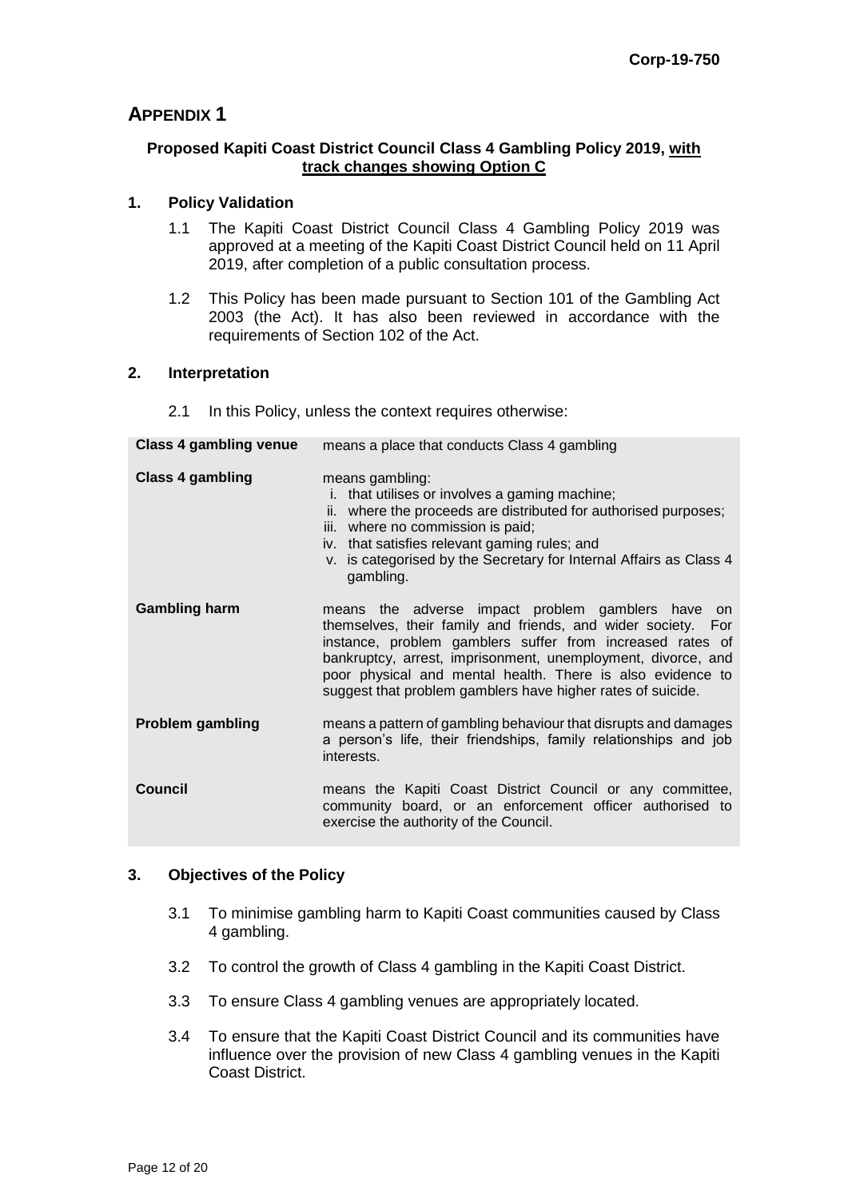Corp-19-750

# APPENDIX 1

**Proposed Kapiti Coast District Council Class 4 Gambling Policy 2019, <u>with track changes showing Option C</u>**

## 1. Policy Validation

1.1 The Kapiti Coast District Council Class 4 Gambling Policy 2019 was approved at a meeting of the Kapiti Coast District Council held on 11 April 2019, after completion of a public consultation process.

1.2 This Policy has been made pursuant to Section 101 of the Gambling Act 2003 (the Act). It has also been reviewed in accordance with the requirements of Section 102 of the Act.

## 2. Interpretation

2.1 In this Policy, unless the context requires otherwise:

| Term | Meaning |
|---|---|
| **Class 4 gambling venue** | means a place that conducts Class 4 gambling |
| **Class 4 gambling** | means gambling:<br>i. that utilises or involves a gaming machine;<br>ii. where the proceeds are distributed for authorised purposes;<br>iii. where no commission is paid;<br>iv. that satisfies relevant gaming rules; and<br>v. is categorised by the Secretary for Internal Affairs as Class 4 gambling. |
| **Gambling harm** | means the adverse impact problem gamblers have on themselves, their family and friends, and wider society. For instance, problem gamblers suffer from increased rates of bankruptcy, arrest, imprisonment, unemployment, divorce, and poor physical and mental health. There is also evidence to suggest that problem gamblers have higher rates of suicide. |
| **Problem gambling** | means a pattern of gambling behaviour that disrupts and damages a person's life, their friendships, family relationships and job interests. |
| **Council** | means the Kapiti Coast District Council or any committee, community board, or an enforcement officer authorised to exercise the authority of the Council. |

## 3. Objectives of the Policy

3.1 To minimise gambling harm to Kapiti Coast communities caused by Class 4 gambling.

3.2 To control the growth of Class 4 gambling in the Kapiti Coast District.

3.3 To ensure Class 4 gambling venues are appropriately located.

3.4 To ensure that the Kapiti Coast District Council and its communities have influence over the provision of new Class 4 gambling venues in the Kapiti Coast District.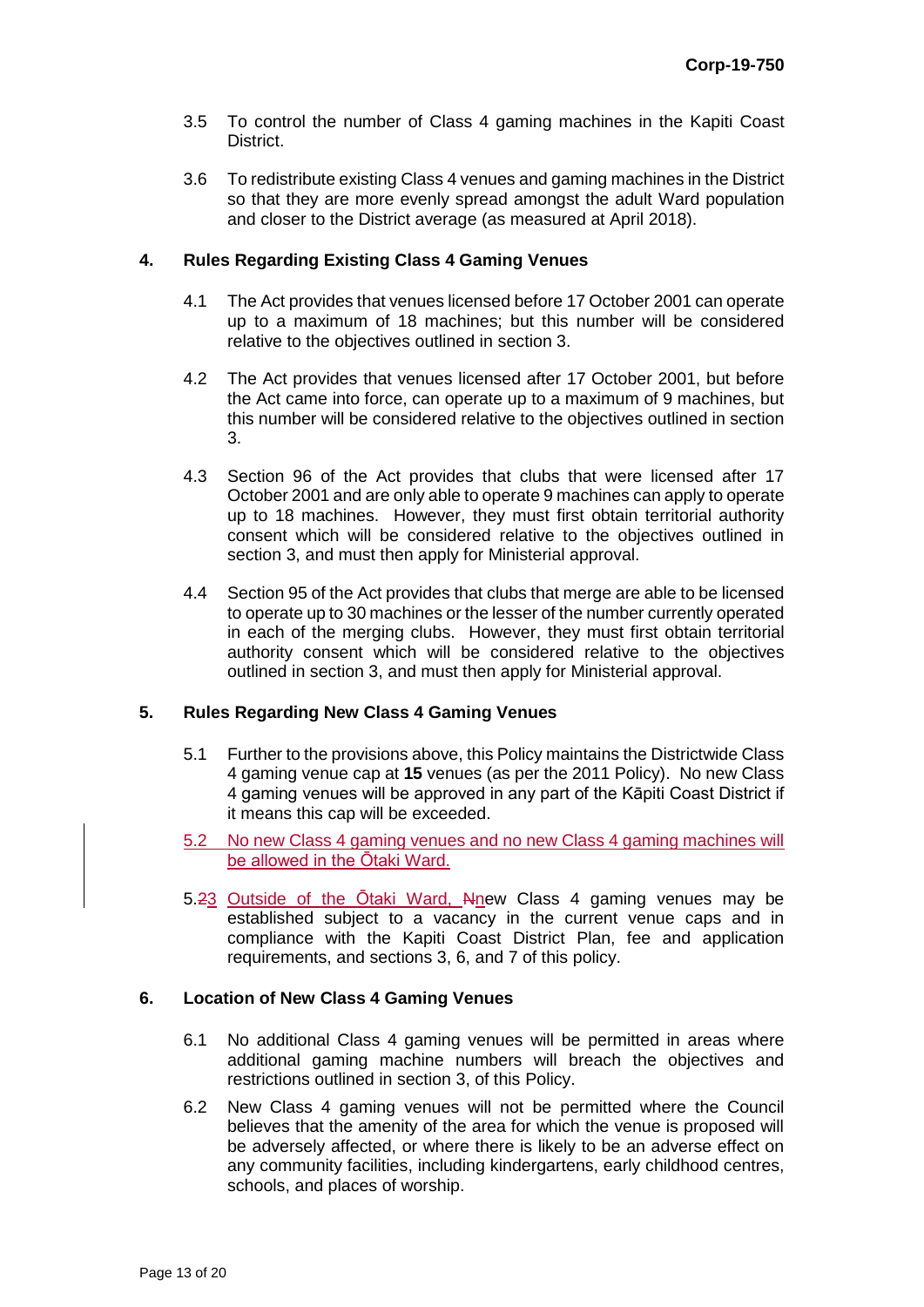3.5 To control the number of Class 4 gaming machines in the Kapiti Coast District.

3.6 To redistribute existing Class 4 venues and gaming machines in the District so that they are more evenly spread amongst the adult Ward population and closer to the District average (as measured at April 2018).

## 4. Rules Regarding Existing Class 4 Gaming Venues

4.1 The Act provides that venues licensed before 17 October 2001 can operate up to a maximum of 18 machines; but this number will be considered relative to the objectives outlined in section 3.

4.2 The Act provides that venues licensed after 17 October 2001, but before the Act came into force, can operate up to a maximum of 9 machines, but this number will be considered relative to the objectives outlined in section 3.

4.3 Section 96 of the Act provides that clubs that were licensed after 17 October 2001 and are only able to operate 9 machines can apply to operate up to 18 machines. However, they must first obtain territorial authority consent which will be considered relative to the objectives outlined in section 3, and must then apply for Ministerial approval.

4.4 Section 95 of the Act provides that clubs that merge are able to be licensed to operate up to 30 machines or the lesser of the number currently operated in each of the merging clubs. However, they must first obtain territorial authority consent which will be considered relative to the objectives outlined in section 3, and must then apply for Ministerial approval.

## 5. Rules Regarding New Class 4 Gaming Venues

5.1 Further to the provisions above, this Policy maintains the Districtwide Class 4 gaming venue cap at **15** venues (as per the 2011 Policy). No new Class 4 gaming venues will be approved in any part of the Kāpiti Coast District if it means this cap will be exceeded.

5.2 No new Class 4 gaming venues and no new Class 4 gaming machines will be allowed in the Ōtaki Ward.

5.~~2~~3 Outside of the Ōtaki Ward, ~~N~~new Class 4 gaming venues may be established subject to a vacancy in the current venue caps and in compliance with the Kapiti Coast District Plan, fee and application requirements, and sections 3, 6, and 7 of this policy.

## 6. Location of New Class 4 Gaming Venues

6.1 No additional Class 4 gaming venues will be permitted in areas where additional gaming machine numbers will breach the objectives and restrictions outlined in section 3, of this Policy.

6.2 New Class 4 gaming venues will not be permitted where the Council believes that the amenity of the area for which the venue is proposed will be adversely affected, or where there is likely to be an adverse effect on any community facilities, including kindergartens, early childhood centres, schools, and places of worship.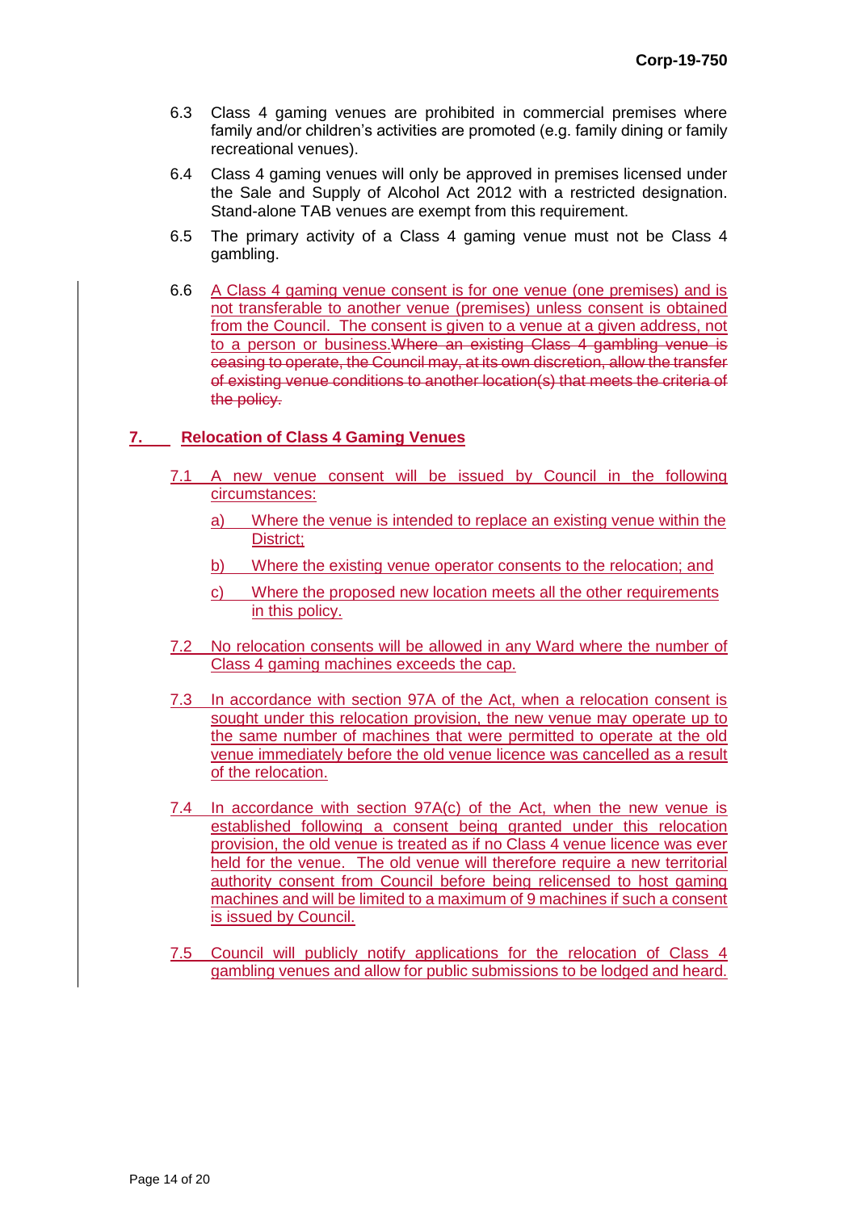6.3 Class 4 gaming venues are prohibited in commercial premises where family and/or children's activities are promoted (e.g. family dining or family recreational venues).

6.4 Class 4 gaming venues will only be approved in premises licensed under the Sale and Supply of Alcohol Act 2012 with a restricted designation. Stand-alone TAB venues are exempt from this requirement.

6.5 The primary activity of a Class 4 gaming venue must not be Class 4 gambling.

6.6 A Class 4 gaming venue consent is for one venue (one premises) and is not transferable to another venue (premises) unless consent is obtained from the Council. The consent is given to a venue at a given address, not to a person or business. ~~Where an existing Class 4 gambling venue is ceasing to operate, the Council may, at its own discretion, allow the transfer of existing venue conditions to another location(s) that meets the criteria of the policy.~~

## 7. Relocation of Class 4 Gaming Venues

7.1 A new venue consent will be issued by Council in the following circumstances:

a) Where the venue is intended to replace an existing venue within the District;

b) Where the existing venue operator consents to the relocation; and

c) Where the proposed new location meets all the other requirements in this policy.

7.2 No relocation consents will be allowed in any Ward where the number of Class 4 gaming machines exceeds the cap.

7.3 In accordance with section 97A of the Act, when a relocation consent is sought under this relocation provision, the new venue may operate up to the same number of machines that were permitted to operate at the old venue immediately before the old venue licence was cancelled as a result of the relocation.

7.4 In accordance with section 97A(c) of the Act, when the new venue is established following a consent being granted under this relocation provision, the old venue is treated as if no Class 4 venue licence was ever held for the venue. The old venue will therefore require a new territorial authority consent from Council before being relicensed to host gaming machines and will be limited to a maximum of 9 machines if such a consent is issued by Council.

7.5 Council will publicly notify applications for the relocation of Class 4 gambling venues and allow for public submissions to be lodged and heard.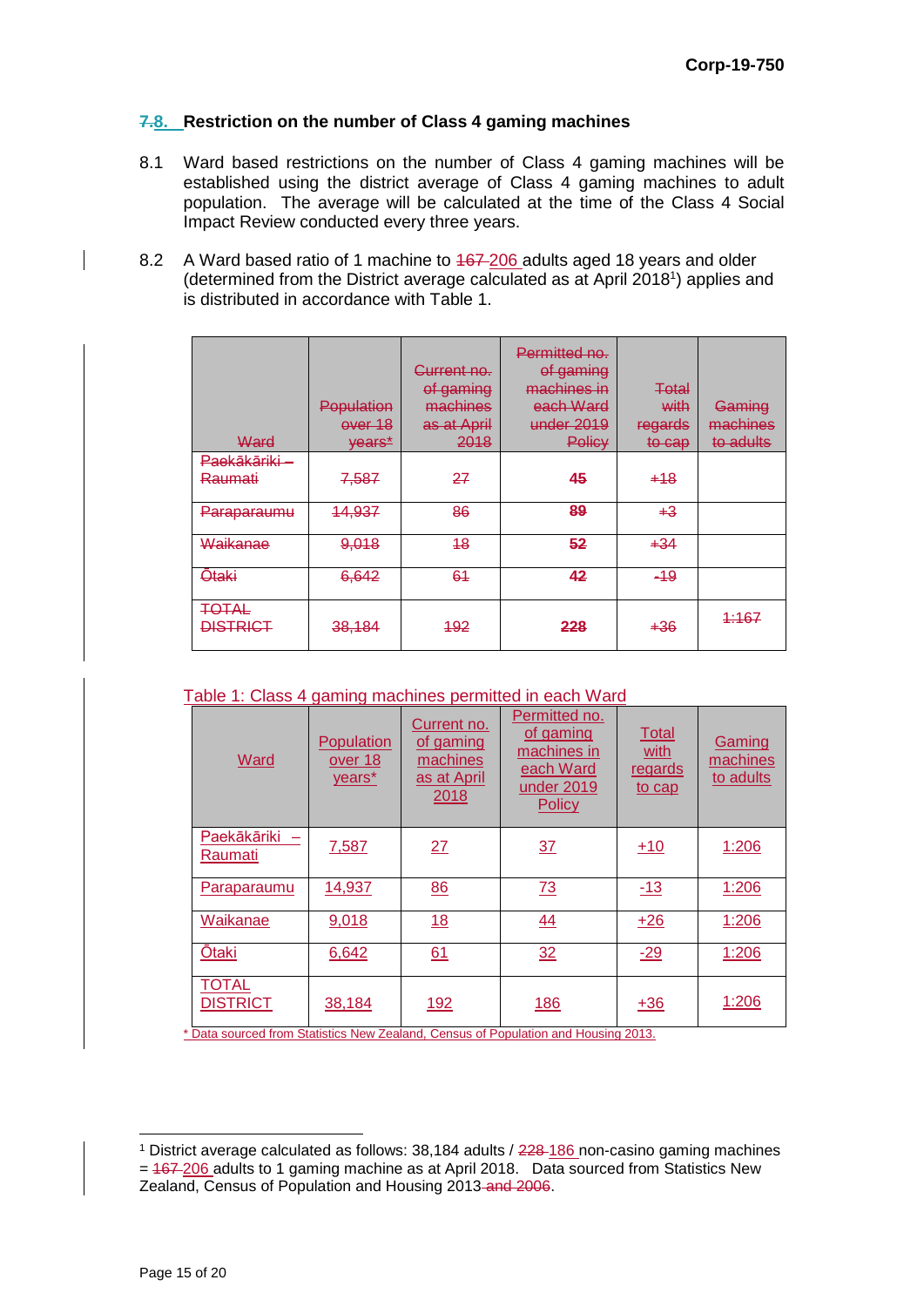## ~~7.~~8. Restriction on the number of Class 4 gaming machines

8.1 Ward based restrictions on the number of Class 4 gaming machines will be established using the district average of Class 4 gaming machines to adult population. The average will be calculated at the time of the Class 4 Social Impact Review conducted every three years.

8.2 A Ward based ratio of 1 machine to ~~167~~ 206 adults aged 18 years and older (determined from the District average calculated as at April 2018[1]) applies and is distributed in accordance with Table 1.

| ~~Ward~~ | ~~Population over 18 years*~~ | ~~Current no. of gaming machines as at April 2018~~ | ~~Permitted no. of gaming machines in each Ward under 2019 Policy~~ | ~~Total with regards to cap~~ | ~~Gaming machines to adults~~ |
|---|---|---|---|---|---|
| ~~Paekākāriki – Raumati~~ | ~~7,587~~ | ~~27~~ | ~~**45**~~ | ~~+18~~ | |
| ~~Paraparaumu~~ | ~~14,937~~ | ~~86~~ | ~~**89**~~ | ~~+3~~ | |
| ~~Waikanae~~ | ~~9,018~~ | ~~18~~ | ~~**52**~~ | ~~+34~~ | |
| ~~Ōtaki~~ | ~~6,642~~ | ~~61~~ | ~~**42**~~ | ~~-19~~ | |
| ~~TOTAL DISTRICT~~ | ~~38,184~~ | ~~192~~ | ~~**228**~~ | ~~+36~~ | ~~1:167~~ |

Table 1: Class 4 gaming machines permitted in each Ward

| Ward | Population over 18 years* | Current no. of gaming machines as at April 2018 | Permitted no. of gaming machines in each Ward under 2019 Policy | Total with regards to cap | Gaming machines to adults |
|---|---|---|---|---|---|
| Paekākāriki – Raumati | 7,587 | 27 | 37 | +10 | 1:206 |
| Paraparaumu | 14,937 | 86 | 73 | -13 | 1:206 |
| Waikanae | 9,018 | 18 | 44 | +26 | 1:206 |
| Ōtaki | 6,642 | 61 | 32 | -29 | 1:206 |
| TOTAL DISTRICT | 38,184 | 192 | 186 | +36 | 1:206 |

\* Data sourced from Statistics New Zealand, Census of Population and Housing 2013.

[1] District average calculated as follows: 38,184 adults / ~~228~~ 186 non-casino gaming machines = ~~167~~ 206 adults to 1 gaming machine as at April 2018. Data sourced from Statistics New Zealand, Census of Population and Housing 2013~~ and 2006~~.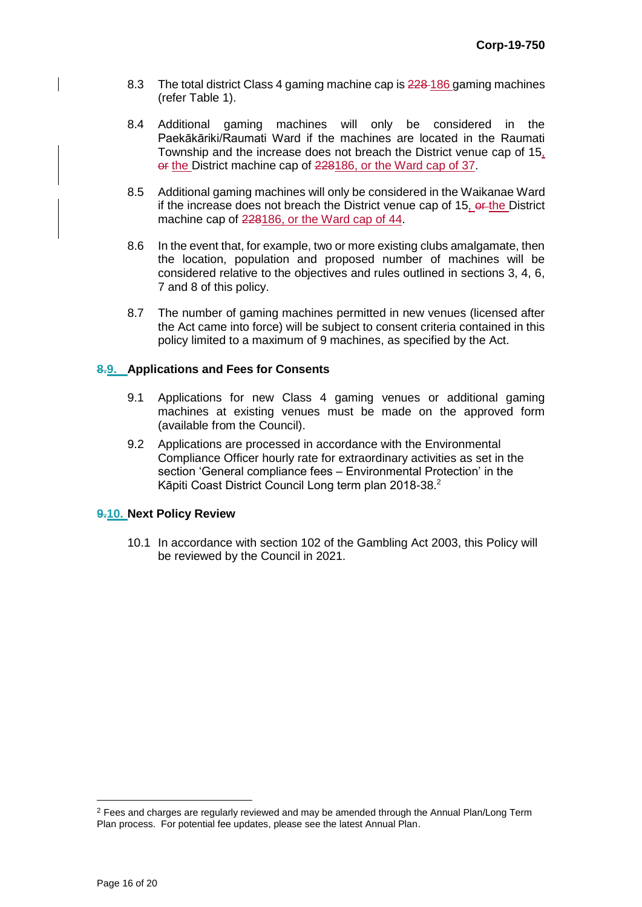8.3 The total district Class 4 gaming machine cap is ~~228~~ 186 gaming machines (refer Table 1).

8.4 Additional gaming machines will only be considered in the Paekākāriki/Raumati Ward if the machines are located in the Raumati Township and the increase does not breach the District venue cap of 15, ~~or~~ the District machine cap of ~~228~~186, or the Ward cap of 37.

8.5 Additional gaming machines will only be considered in the Waikanae Ward if the increase does not breach the District venue cap of 15, ~~or~~ the District machine cap of ~~228~~186, or the Ward cap of 44.

8.6 In the event that, for example, two or more existing clubs amalgamate, then the location, population and proposed number of machines will be considered relative to the objectives and rules outlined in sections 3, 4, 6, 7 and 8 of this policy.

8.7 The number of gaming machines permitted in new venues (licensed after the Act came into force) will be subject to consent criteria contained in this policy limited to a maximum of 9 machines, as specified by the Act.

## ~~8.~~9. Applications and Fees for Consents

9.1 Applications for new Class 4 gaming venues or additional gaming machines at existing venues must be made on the approved form (available from the Council).

9.2 Applications are processed in accordance with the Environmental Compliance Officer hourly rate for extraordinary activities as set in the section 'General compliance fees – Environmental Protection' in the Kāpiti Coast District Council Long term plan 2018-38.[2]

## ~~9.~~10. Next Policy Review

10.1 In accordance with section 102 of the Gambling Act 2003, this Policy will be reviewed by the Council in 2021.

---

[2] Fees and charges are regularly reviewed and may be amended through the Annual Plan/Long Term Plan process. For potential fee updates, please see the latest Annual Plan.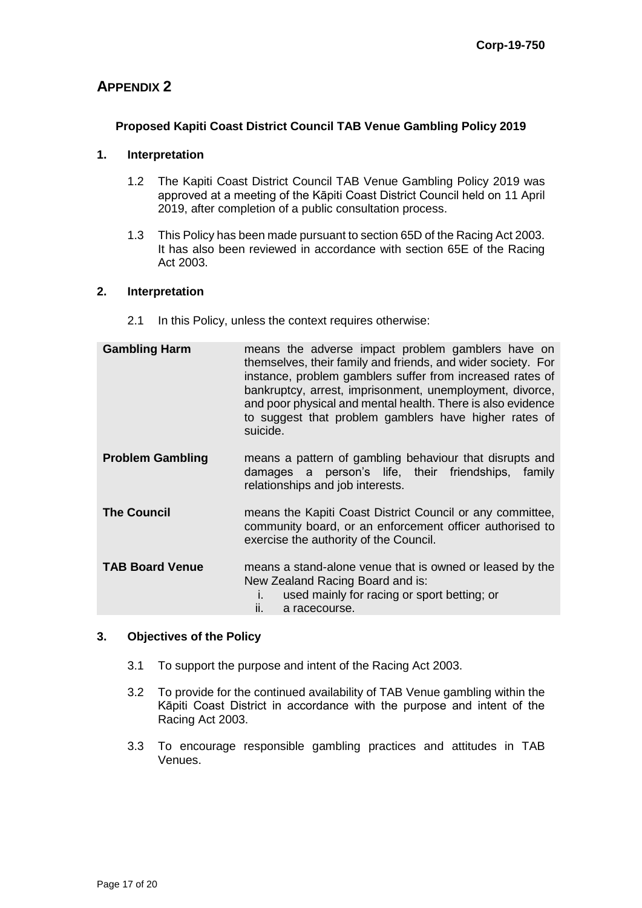Corp-19-750

# APPENDIX 2

### Proposed Kapiti Coast District Council TAB Venue Gambling Policy 2019

## 1. Interpretation

1.2 The Kapiti Coast District Council TAB Venue Gambling Policy 2019 was approved at a meeting of the Kāpiti Coast District Council held on 11 April 2019, after completion of a public consultation process.

1.3 This Policy has been made pursuant to section 65D of the Racing Act 2003. It has also been reviewed in accordance with section 65E of the Racing Act 2003.

## 2. Interpretation

2.1 In this Policy, unless the context requires otherwise:

| | |
|---|---|
| **Gambling Harm** | means the adverse impact problem gamblers have on themselves, their family and friends, and wider society. For instance, problem gamblers suffer from increased rates of bankruptcy, arrest, imprisonment, unemployment, divorce, and poor physical and mental health. There is also evidence to suggest that problem gamblers have higher rates of suicide. |
| **Problem Gambling** | means a pattern of gambling behaviour that disrupts and damages a person's life, their friendships, family relationships and job interests. |
| **The Council** | means the Kapiti Coast District Council or any committee, community board, or an enforcement officer authorised to exercise the authority of the Council. |
| **TAB Board Venue** | means a stand-alone venue that is owned or leased by the New Zealand Racing Board and is: <br> i. used mainly for racing or sport betting; or <br> ii. a racecourse. |

## 3. Objectives of the Policy

3.1 To support the purpose and intent of the Racing Act 2003.

3.2 To provide for the continued availability of TAB Venue gambling within the Kāpiti Coast District in accordance with the purpose and intent of the Racing Act 2003.

3.3 To encourage responsible gambling practices and attitudes in TAB Venues.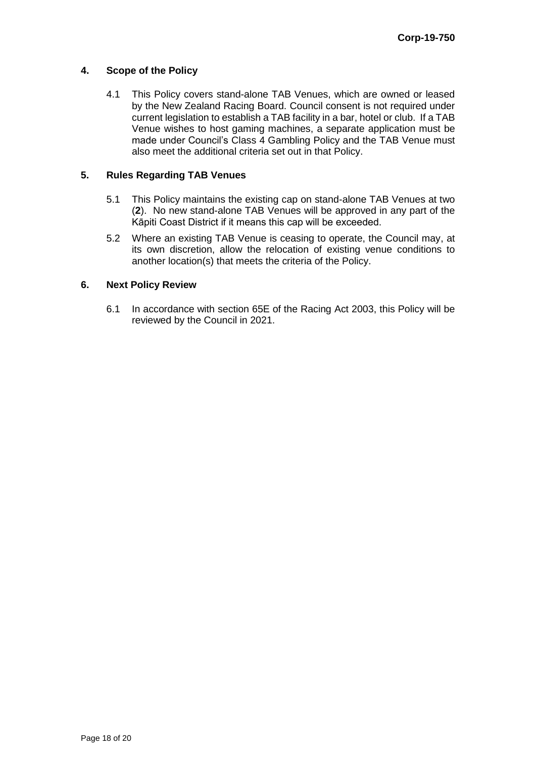## 4. Scope of the Policy

4.1 This Policy covers stand-alone TAB Venues, which are owned or leased by the New Zealand Racing Board. Council consent is not required under current legislation to establish a TAB facility in a bar, hotel or club. If a TAB Venue wishes to host gaming machines, a separate application must be made under Council's Class 4 Gambling Policy and the TAB Venue must also meet the additional criteria set out in that Policy.

## 5. Rules Regarding TAB Venues

5.1 This Policy maintains the existing cap on stand-alone TAB Venues at two (**2**). No new stand-alone TAB Venues will be approved in any part of the Kāpiti Coast District if it means this cap will be exceeded.

5.2 Where an existing TAB Venue is ceasing to operate, the Council may, at its own discretion, allow the relocation of existing venue conditions to another location(s) that meets the criteria of the Policy.

## 6. Next Policy Review

6.1 In accordance with section 65E of the Racing Act 2003, this Policy will be reviewed by the Council in 2021.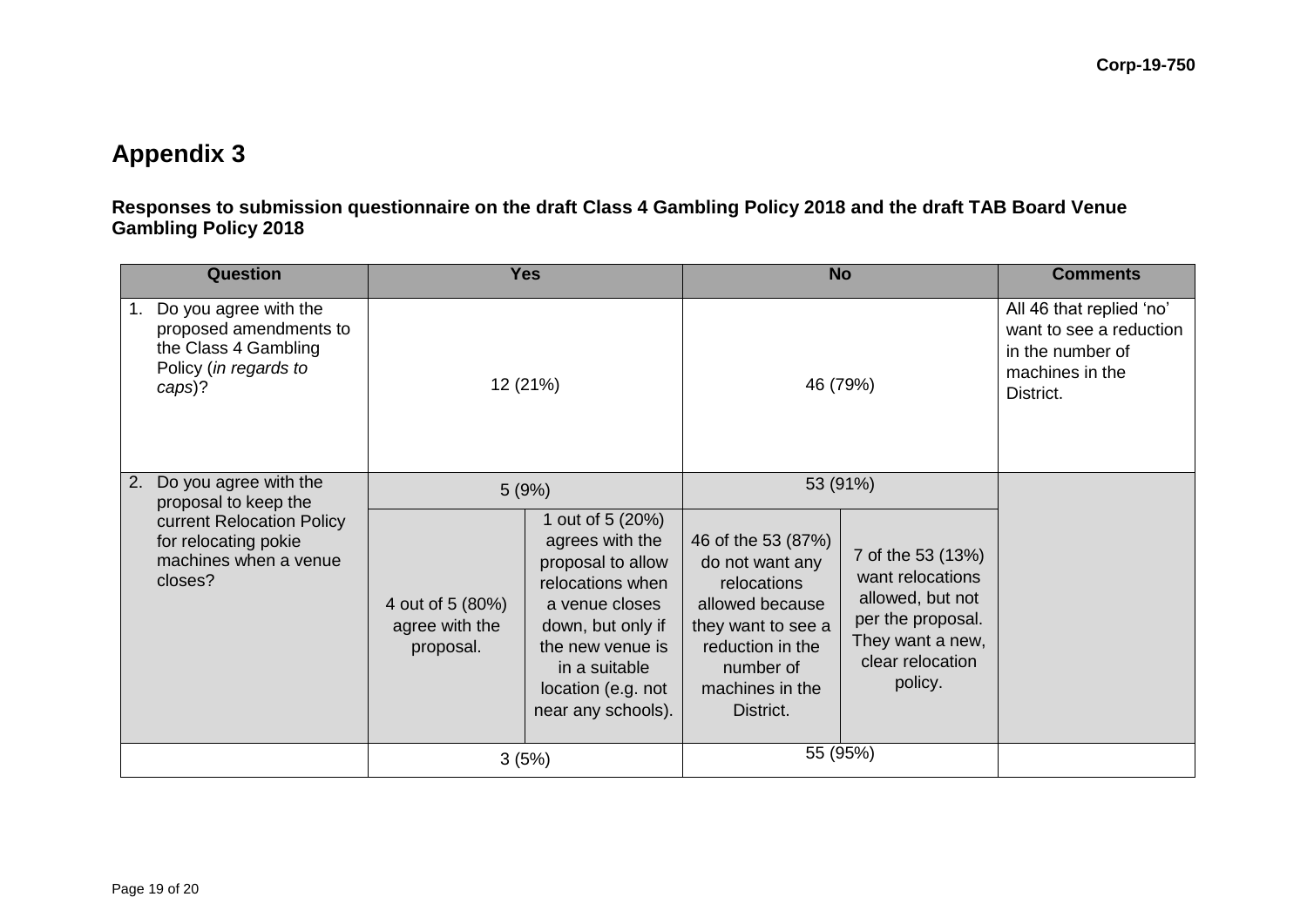# Appendix 3

**Responses to submission questionnaire on the draft Class 4 Gambling Policy 2018 and the draft TAB Board Venue Gambling Policy 2018**

| Question | Yes | | No | | Comments |
|---|---|---|---|---|---|
| 1. Do you agree with the proposed amendments to the Class 4 Gambling Policy (*in regards to caps*)? | 12 (21%) | | 46 (79%) | | All 46 that replied 'no' want to see a reduction in the number of machines in the District. |
| 2. Do you agree with the proposal to keep the current Relocation Policy for relocating pokie machines when a venue closes? | 5 (9%) | | 53 (91%) | | |
| | 4 out of 5 (80%) agree with the proposal. | 1 out of 5 (20%) agrees with the proposal to allow relocations when a venue closes down, but only if the new venue is in a suitable location (e.g. not near any schools). | 46 of the 53 (87%) do not want any relocations allowed because they want to see a reduction in the number of machines in the District. | 7 of the 53 (13%) want relocations allowed, but not per the proposal. They want a new, clear relocation policy. | |
| | 3 (5%) | | 55 (95%) | | |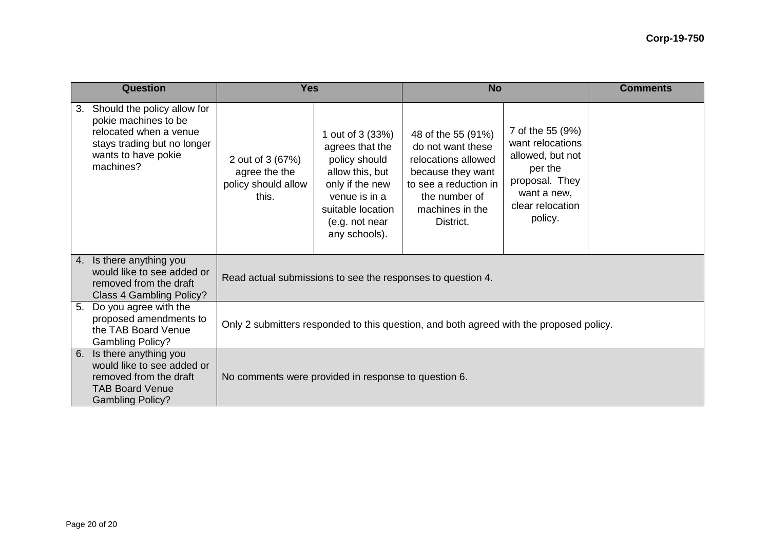| Question | Yes | | No | | Comments |
|---|---|---|---|---|---|
| 3. Should the policy allow for pokie machines to be relocated when a venue stays trading but no longer wants to have pokie machines? | 2 out of 3 (67%) agree the the policy should allow this. | 1 out of 3 (33%) agrees that the policy should allow this, but only if the new venue is in a suitable location (e.g. not near any schools). | 48 of the 55 (91%) do not want these relocations allowed because they want to see a reduction in the number of machines in the District. | 7 of the 55 (9%) want relocations allowed, but not per the proposal. They want a new, clear relocation policy. | |
| 4. Is there anything you would like to see added or removed from the draft Class 4 Gambling Policy? | Read actual submissions to see the responses to question 4. | | | | |
| 5. Do you agree with the proposed amendments to the TAB Board Venue Gambling Policy? | Only 2 submitters responded to this question, and both agreed with the proposed policy. | | | | |
| 6. Is there anything you would like to see added or removed from the draft TAB Board Venue Gambling Policy? | No comments were provided in response to question 6. | | | | |